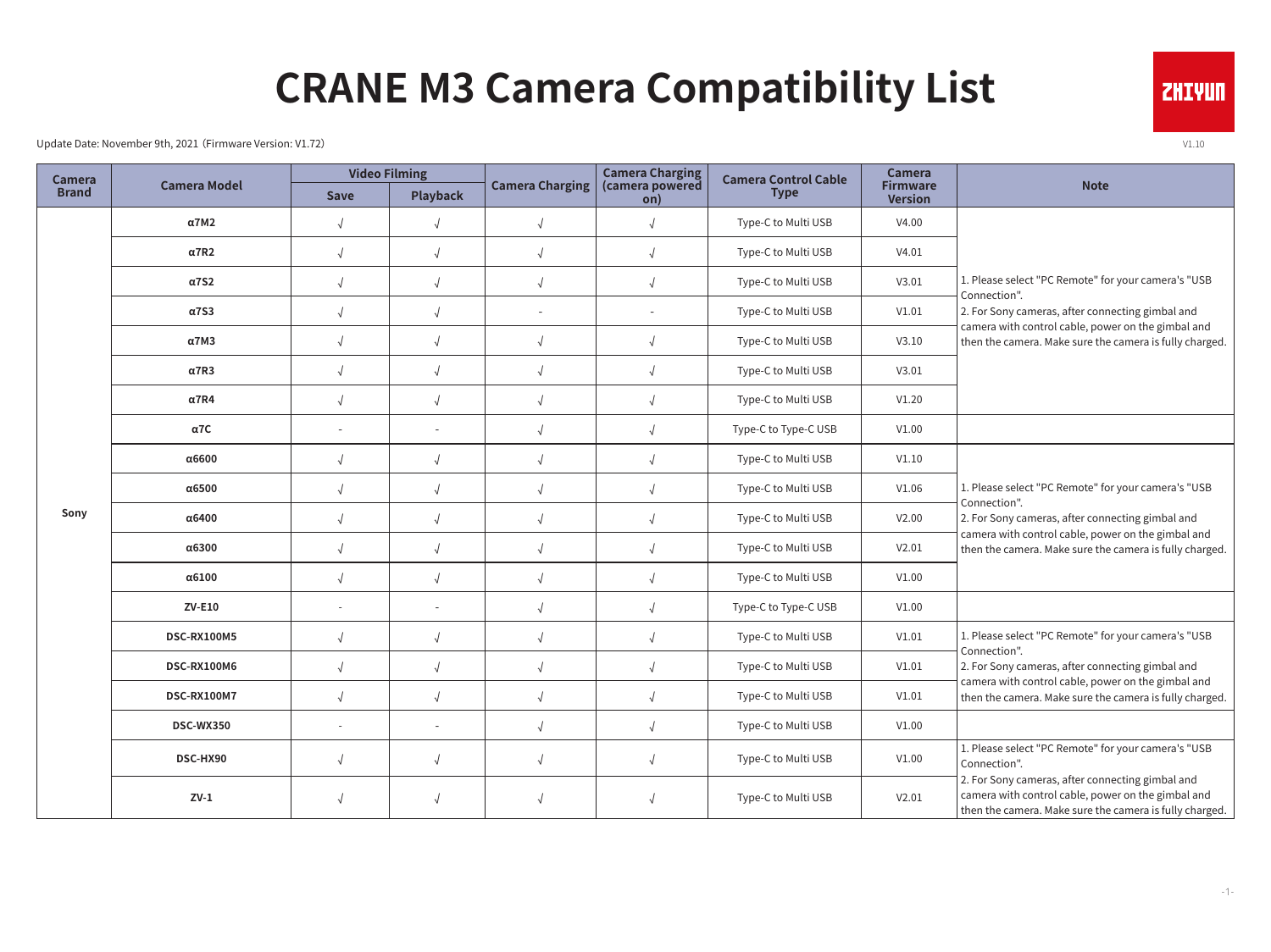# CRANE M3 Camera Compatibility List

Update Date: November 9th, 2021（Firmware Version: V1.72）

V1.10

| Camera Brand | Camera Model | Video Filming | | Camera Charging | Camera Charging (camera powered on) | Camera Control Cable Type | Camera Firmware Version | Note |
|---|---|---|---|---|---|---|---|---|
| | | Save | Playback | | | | | |
| Sony | α7M2 | √ | √ | √ | √ | Type-C to Multi USB | V4.00 | 1. Please select "PC Remote" for your camera's "USB Connection". 2. For Sony cameras, after connecting gimbal and camera with control cable, power on the gimbal and then the camera. Make sure the camera is fully charged. |
| | α7R2 | √ | √ | √ | √ | Type-C to Multi USB | V4.01 | |
| | α7S2 | √ | √ | √ | √ | Type-C to Multi USB | V3.01 | |
| | α7S3 | √ | √ | - | - | Type-C to Multi USB | V1.01 | |
| | α7M3 | √ | √ | √ | √ | Type-C to Multi USB | V3.10 | |
| | α7R3 | √ | √ | √ | √ | Type-C to Multi USB | V3.01 | |
| | α7R4 | √ | √ | √ | √ | Type-C to Multi USB | V1.20 | |
| | α7C | - | - | √ | √ | Type-C to Type-C USB | V1.00 | |
| | α6600 | √ | √ | √ | √ | Type-C to Multi USB | V1.10 | 1. Please select "PC Remote" for your camera's "USB Connection". 2. For Sony cameras, after connecting gimbal and camera with control cable, power on the gimbal and then the camera. Make sure the camera is fully charged. |
| | α6500 | √ | √ | √ | √ | Type-C to Multi USB | V1.06 | |
| | α6400 | √ | √ | √ | √ | Type-C to Multi USB | V2.00 | |
| | α6300 | √ | √ | √ | √ | Type-C to Multi USB | V2.01 | |
| | α6100 | √ | √ | √ | √ | Type-C to Multi USB | V1.00 | |
| | ZV-E10 | - | - | √ | √ | Type-C to Type-C USB | V1.00 | |
| | DSC-RX100M5 | √ | √ | √ | √ | Type-C to Multi USB | V1.01 | 1. Please select "PC Remote" for your camera's "USB Connection". 2. For Sony cameras, after connecting gimbal and camera with control cable, power on the gimbal and then the camera. Make sure the camera is fully charged. |
| | DSC-RX100M6 | √ | √ | √ | √ | Type-C to Multi USB | V1.01 | |
| | DSC-RX100M7 | √ | √ | √ | √ | Type-C to Multi USB | V1.01 | |
| | DSC-WX350 | - | - | √ | √ | Type-C to Multi USB | V1.00 | |
| | DSC-HX90 | √ | √ | √ | √ | Type-C to Multi USB | V1.00 | 1. Please select "PC Remote" for your camera's "USB Connection". 2. For Sony cameras, after connecting gimbal and camera with control cable, power on the gimbal and then the camera. Make sure the camera is fully charged. |
| | ZV-1 | √ | √ | √ | √ | Type-C to Multi USB | V2.01 | |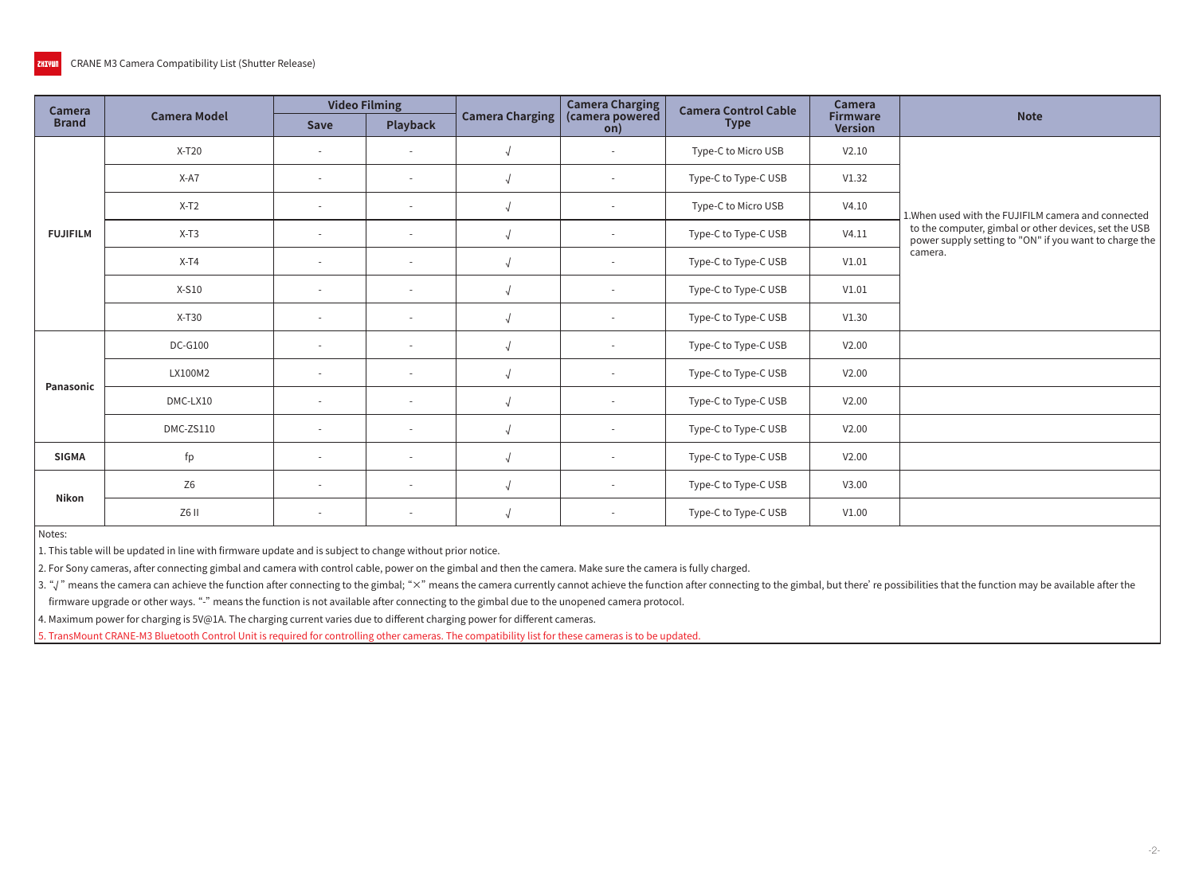CRANE M3 Camera Compatibility List (Shutter Release)

| Camera Brand | Camera Model | Video Filming | | Camera Charging | Camera Charging (camera powered on) | Camera Control Cable Type | Camera Firmware Version | Note |
|---|---|---|---|---|---|---|---|---|
| | | Save | Playback | | | | | |
| FUJIFILM | X-T20 | - | - | √ | - | Type-C to Micro USB | V2.10 | 1.When used with the FUJIFILM camera and connected to the computer, gimbal or other devices, set the USB power supply setting to "ON" if you want to charge the camera. |
| | X-A7 | - | - | √ | - | Type-C to Type-C USB | V1.32 | |
| | X-T2 | - | - | √ | - | Type-C to Micro USB | V4.10 | |
| | X-T3 | - | - | √ | - | Type-C to Type-C USB | V4.11 | |
| | X-T4 | - | - | √ | - | Type-C to Type-C USB | V1.01 | |
| | X-S10 | - | - | √ | - | Type-C to Type-C USB | V1.01 | |
| | X-T30 | - | - | √ | - | Type-C to Type-C USB | V1.30 | |
| Panasonic | DC-G100 | - | - | √ | - | Type-C to Type-C USB | V2.00 | |
| | LX100M2 | - | - | √ | - | Type-C to Type-C USB | V2.00 | |
| | DMC-LX10 | - | - | √ | - | Type-C to Type-C USB | V2.00 | |
| | DMC-ZS110 | - | - | √ | - | Type-C to Type-C USB | V2.00 | |
| SIGMA | fp | - | - | √ | - | Type-C to Type-C USB | V2.00 | |
| Nikon | Z6 | - | - | √ | - | Type-C to Type-C USB | V3.00 | |
| | Z6 II | - | - | √ | - | Type-C to Type-C USB | V1.00 | |

Notes:

1. This table will be updated in line with firmware update and is subject to change without prior notice.
2. For Sony cameras, after connecting gimbal and camera with control cable, power on the gimbal and then the camera. Make sure the camera is fully charged.
3. "√" means the camera can achieve the function after connecting to the gimbal; "×" means the camera currently cannot achieve the function after connecting to the gimbal, but there' re possibilities that the function may be available after the firmware upgrade or other ways. "-" means the function is not available after connecting to the gimbal due to the unopened camera protocol.
4. Maximum power for charging is 5V@1A. The charging current varies due to different charging power for different cameras.
5. TransMount CRANE-M3 Bluetooth Control Unit is required for controlling other cameras. The compatibility list for these cameras is to be updated.